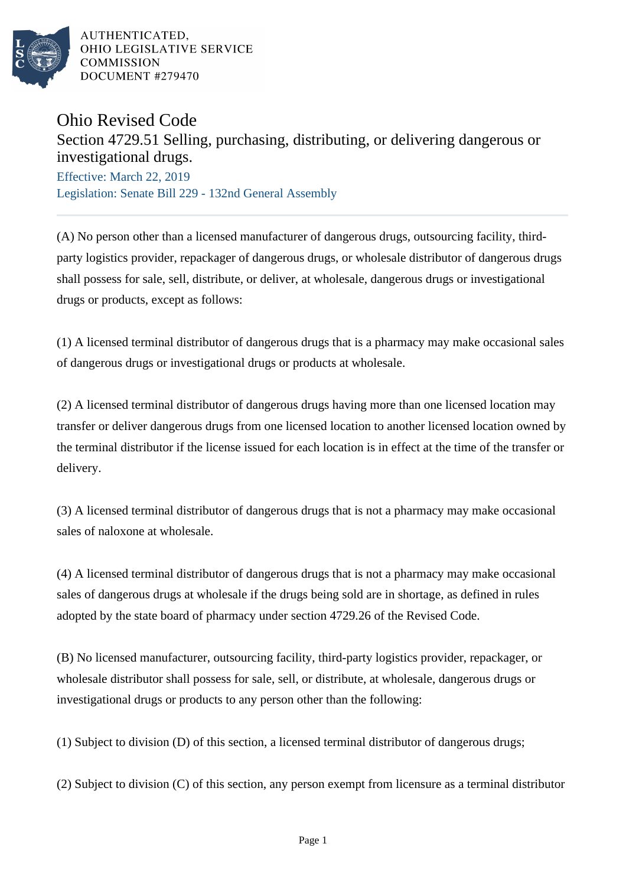AUTHENTICATED,
OHIO LEGISLATIVE SERVICE
COMMISSION
DOCUMENT #279470

# Ohio Revised Code

## Section 4729.51 Selling, purchasing, distributing, or delivering dangerous or investigational drugs.

Effective: March 22, 2019

Legislation: Senate Bill 229 - 132nd General Assembly

---

(A) No person other than a licensed manufacturer of dangerous drugs, outsourcing facility, third-party logistics provider, repackager of dangerous drugs, or wholesale distributor of dangerous drugs shall possess for sale, sell, distribute, or deliver, at wholesale, dangerous drugs or investigational drugs or products, except as follows:

(1) A licensed terminal distributor of dangerous drugs that is a pharmacy may make occasional sales of dangerous drugs or investigational drugs or products at wholesale.

(2) A licensed terminal distributor of dangerous drugs having more than one licensed location may transfer or deliver dangerous drugs from one licensed location to another licensed location owned by the terminal distributor if the license issued for each location is in effect at the time of the transfer or delivery.

(3) A licensed terminal distributor of dangerous drugs that is not a pharmacy may make occasional sales of naloxone at wholesale.

(4) A licensed terminal distributor of dangerous drugs that is not a pharmacy may make occasional sales of dangerous drugs at wholesale if the drugs being sold are in shortage, as defined in rules adopted by the state board of pharmacy under section 4729.26 of the Revised Code.

(B) No licensed manufacturer, outsourcing facility, third-party logistics provider, repackager, or wholesale distributor shall possess for sale, sell, or distribute, at wholesale, dangerous drugs or investigational drugs or products to any person other than the following:

(1) Subject to division (D) of this section, a licensed terminal distributor of dangerous drugs;

(2) Subject to division (C) of this section, any person exempt from licensure as a terminal distributor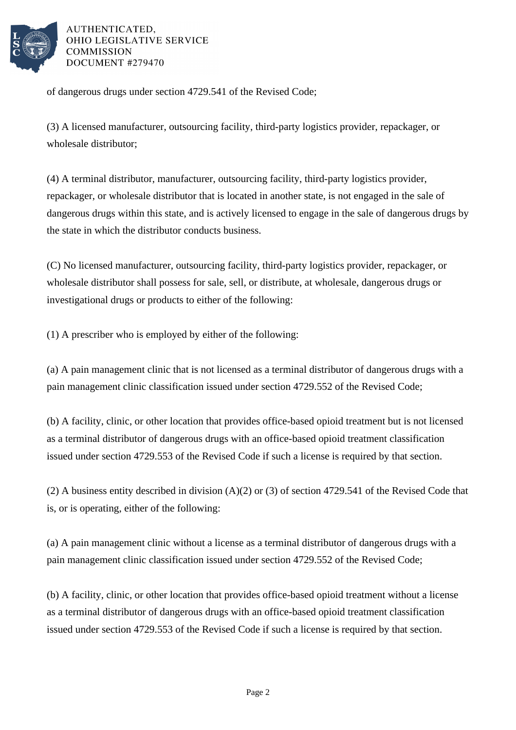of dangerous drugs under section 4729.541 of the Revised Code;

(3) A licensed manufacturer, outsourcing facility, third-party logistics provider, repackager, or wholesale distributor;

(4) A terminal distributor, manufacturer, outsourcing facility, third-party logistics provider, repackager, or wholesale distributor that is located in another state, is not engaged in the sale of dangerous drugs within this state, and is actively licensed to engage in the sale of dangerous drugs by the state in which the distributor conducts business.

(C) No licensed manufacturer, outsourcing facility, third-party logistics provider, repackager, or wholesale distributor shall possess for sale, sell, or distribute, at wholesale, dangerous drugs or investigational drugs or products to either of the following:

(1) A prescriber who is employed by either of the following:

(a) A pain management clinic that is not licensed as a terminal distributor of dangerous drugs with a pain management clinic classification issued under section 4729.552 of the Revised Code;

(b) A facility, clinic, or other location that provides office-based opioid treatment but is not licensed as a terminal distributor of dangerous drugs with an office-based opioid treatment classification issued under section 4729.553 of the Revised Code if such a license is required by that section.

(2) A business entity described in division (A)(2) or (3) of section 4729.541 of the Revised Code that is, or is operating, either of the following:

(a) A pain management clinic without a license as a terminal distributor of dangerous drugs with a pain management clinic classification issued under section 4729.552 of the Revised Code;

(b) A facility, clinic, or other location that provides office-based opioid treatment without a license as a terminal distributor of dangerous drugs with an office-based opioid treatment classification issued under section 4729.553 of the Revised Code if such a license is required by that section.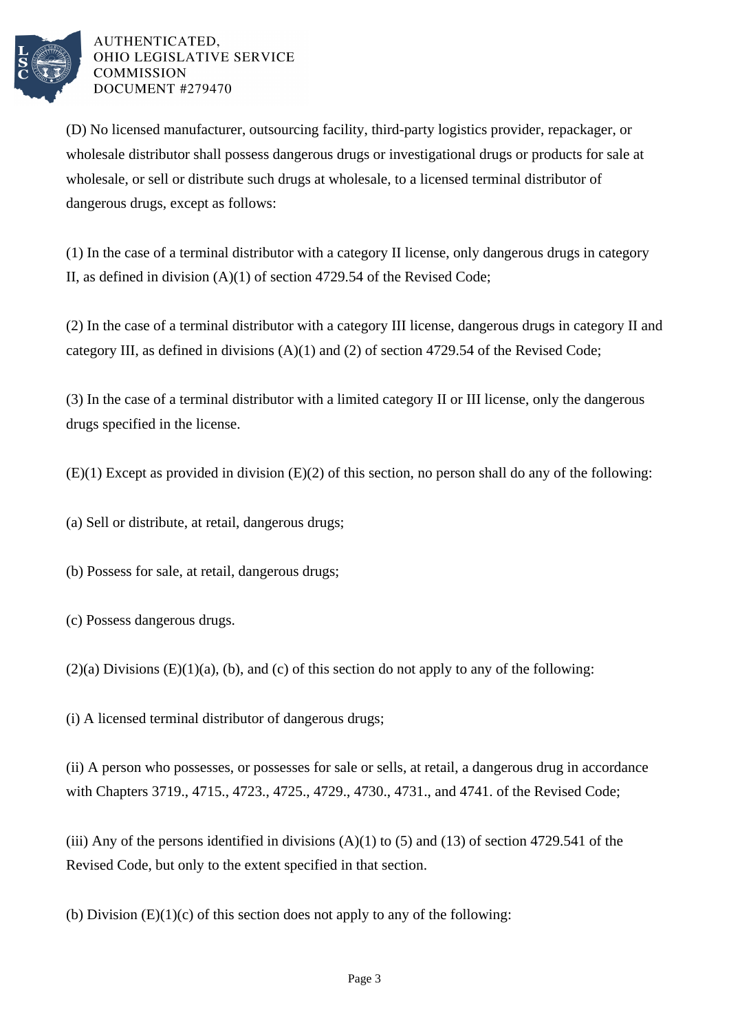(D) No licensed manufacturer, outsourcing facility, third-party logistics provider, repackager, or wholesale distributor shall possess dangerous drugs or investigational drugs or products for sale at wholesale, or sell or distribute such drugs at wholesale, to a licensed terminal distributor of dangerous drugs, except as follows:

(1) In the case of a terminal distributor with a category II license, only dangerous drugs in category II, as defined in division (A)(1) of section 4729.54 of the Revised Code;

(2) In the case of a terminal distributor with a category III license, dangerous drugs in category II and category III, as defined in divisions (A)(1) and (2) of section 4729.54 of the Revised Code;

(3) In the case of a terminal distributor with a limited category II or III license, only the dangerous drugs specified in the license.

(E)(1) Except as provided in division (E)(2) of this section, no person shall do any of the following:

(a) Sell or distribute, at retail, dangerous drugs;

(b) Possess for sale, at retail, dangerous drugs;

(c) Possess dangerous drugs.

(2)(a) Divisions (E)(1)(a), (b), and (c) of this section do not apply to any of the following:

(i) A licensed terminal distributor of dangerous drugs;

(ii) A person who possesses, or possesses for sale or sells, at retail, a dangerous drug in accordance with Chapters 3719., 4715., 4723., 4725., 4729., 4730., 4731., and 4741. of the Revised Code;

(iii) Any of the persons identified in divisions (A)(1) to (5) and (13) of section 4729.541 of the Revised Code, but only to the extent specified in that section.

(b) Division (E)(1)(c) of this section does not apply to any of the following: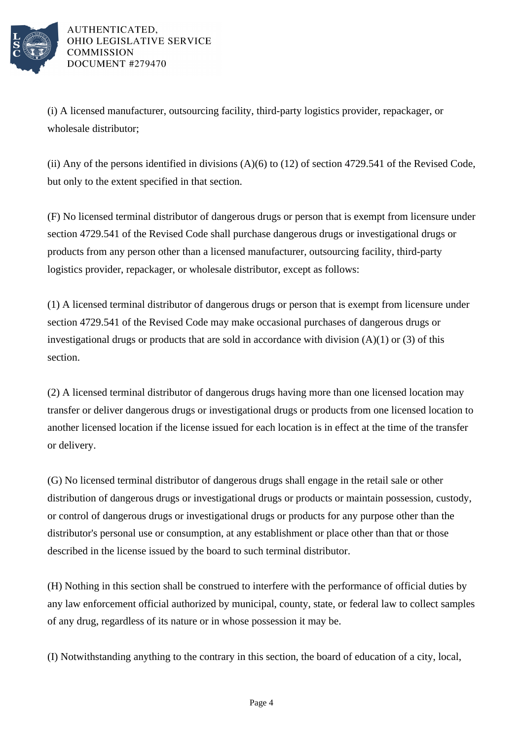(i) A licensed manufacturer, outsourcing facility, third-party logistics provider, repackager, or wholesale distributor;

(ii) Any of the persons identified in divisions (A)(6) to (12) of section 4729.541 of the Revised Code, but only to the extent specified in that section.

(F) No licensed terminal distributor of dangerous drugs or person that is exempt from licensure under section 4729.541 of the Revised Code shall purchase dangerous drugs or investigational drugs or products from any person other than a licensed manufacturer, outsourcing facility, third-party logistics provider, repackager, or wholesale distributor, except as follows:

(1) A licensed terminal distributor of dangerous drugs or person that is exempt from licensure under section 4729.541 of the Revised Code may make occasional purchases of dangerous drugs or investigational drugs or products that are sold in accordance with division (A)(1) or (3) of this section.

(2) A licensed terminal distributor of dangerous drugs having more than one licensed location may transfer or deliver dangerous drugs or investigational drugs or products from one licensed location to another licensed location if the license issued for each location is in effect at the time of the transfer or delivery.

(G) No licensed terminal distributor of dangerous drugs shall engage in the retail sale or other distribution of dangerous drugs or investigational drugs or products or maintain possession, custody, or control of dangerous drugs or investigational drugs or products for any purpose other than the distributor's personal use or consumption, at any establishment or place other than that or those described in the license issued by the board to such terminal distributor.

(H) Nothing in this section shall be construed to interfere with the performance of official duties by any law enforcement official authorized by municipal, county, state, or federal law to collect samples of any drug, regardless of its nature or in whose possession it may be.

(I) Notwithstanding anything to the contrary in this section, the board of education of a city, local,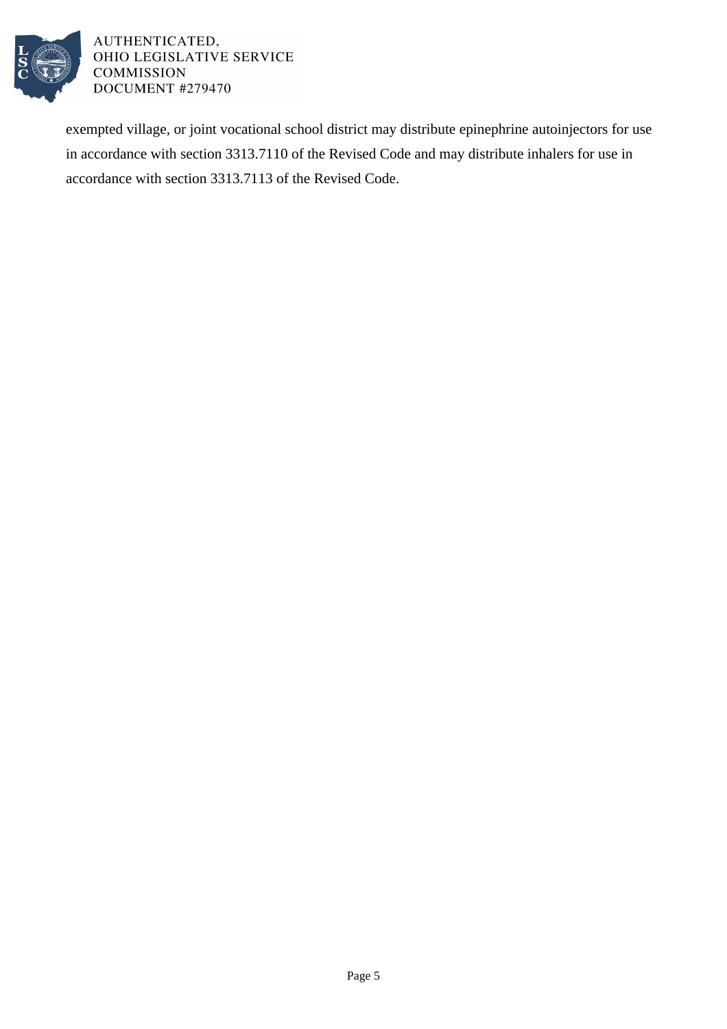exempted village, or joint vocational school district may distribute epinephrine autoinjectors for use in accordance with section 3313.7110 of the Revised Code and may distribute inhalers for use in accordance with section 3313.7113 of the Revised Code.